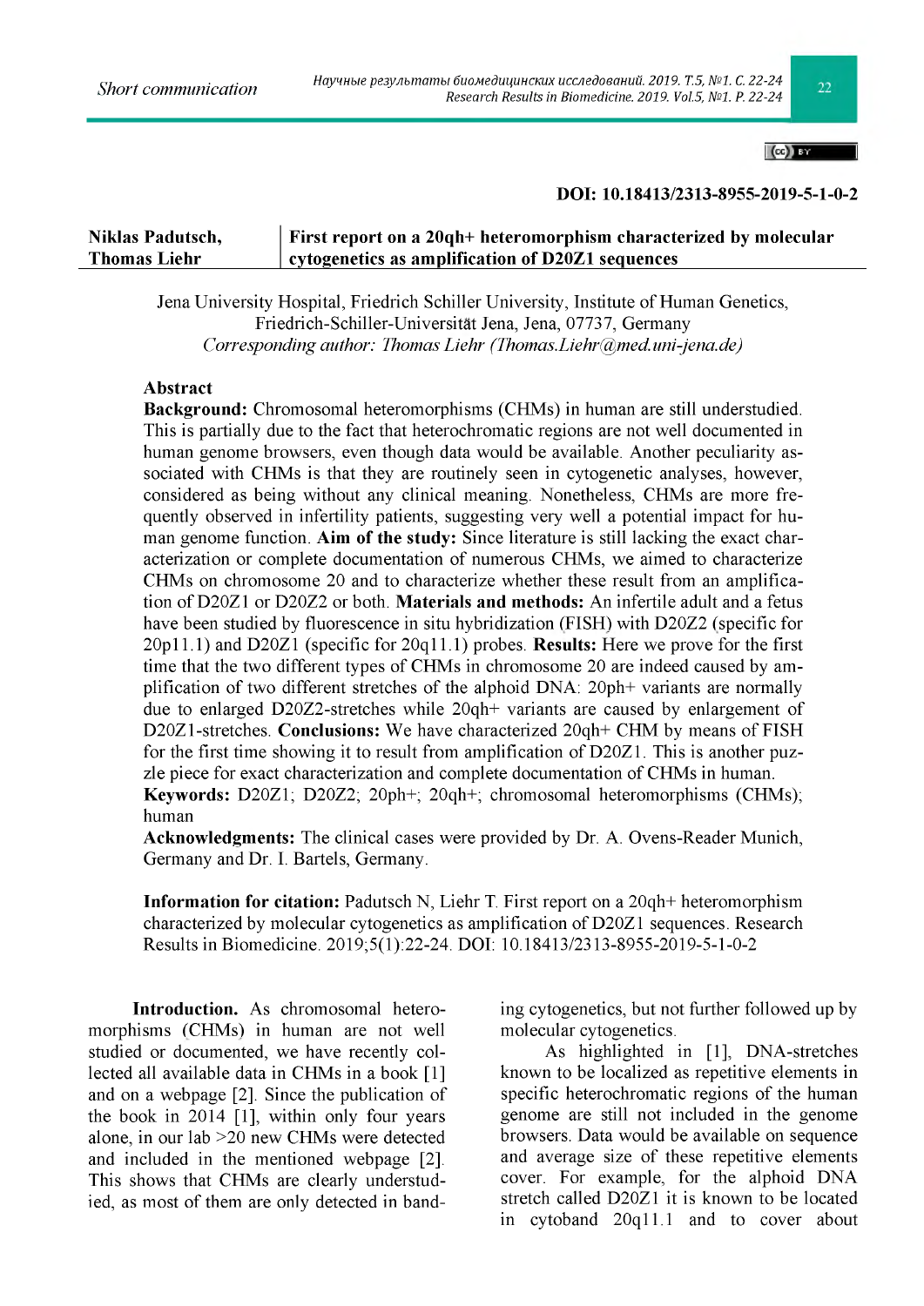Short communication

**DOI: 10.18413/2313-8955-2019-5-1-0-2**

**Niklas Padutsch, Thomas Liehr**

# First report on a 20qh+ heteromorphism characterized by molecular cytogenetics as amplification of D20Z1 sequences

Jena University Hospital, Friedrich Schiller University, Institute of Human Genetics, Friedrich-Schiller-Universität Jena, Jena, 07737, Germany
*Corresponding author: Thomas Liehr (Thomas.Liehr@med.uni-jena.de)*

## Abstract

**Background:** Chromosomal heteromorphisms (CHMs) in human are still understudied. This is partially due to the fact that heterochromatic regions are not well documented in human genome browsers, even though data would be available. Another peculiarity associated with CHMs is that they are routinely seen in cytogenetic analyses, however, considered as being without any clinical meaning. Nonetheless, CHMs are more frequently observed in infertility patients, suggesting very well a potential impact for human genome function. **Aim of the study:** Since literature is still lacking the exact characterization or complete documentation of numerous CHMs, we aimed to characterize CHMs on chromosome 20 and to characterize whether these result from an amplification of D20Z1 or D20Z2 or both. **Materials and methods:** An infertile adult and a fetus have been studied by fluorescence in situ hybridization (FISH) with D20Z2 (specific for 20p11.1) and D20Z1 (specific for 20q11.1) probes. **Results:** Here we prove for the first time that the two different types of CHMs in chromosome 20 are indeed caused by amplification of two different stretches of the alphoid DNA: 20ph+ variants are normally due to enlarged D20Z2-stretches while 20qh+ variants are caused by enlargement of D20Z1-stretches. **Conclusions:** We have characterized 20qh+ CHM by means of FISH for the first time showing it to result from amplification of D20Z1. This is another puzzle piece for exact characterization and complete documentation of CHMs in human.

**Keywords:** D20Z1; D20Z2; 20ph+; 20qh+; chromosomal heteromorphisms (CHMs); human

**Acknowledgments:** The clinical cases were provided by Dr. A. Ovens-Reader Munich, Germany and Dr. I. Bartels, Germany.

**Information for citation:** Padutsch N, Liehr T. First report on a 20qh+ heteromorphism characterized by molecular cytogenetics as amplification of D20Z1 sequences. Research Results in Biomedicine. 2019;5(1):22-24. DOI: 10.18413/2313-8955-2019-5-1-0-2

**Introduction.** As chromosomal heteromorphisms (CHMs) in human are not well studied or documented, we have recently collected all available data in CHMs in a book [1] and on a webpage [2]. Since the publication of the book in 2014 [1], within only four years alone, in our lab >20 new CHMs were detected and included in the mentioned webpage [2]. This shows that CHMs are clearly understudied, as most of them are only detected in banding cytogenetics, but not further followed up by molecular cytogenetics.

As highlighted in [1], DNA-stretches known to be localized as repetitive elements in specific heterochromatic regions of the human genome are still not included in the genome browsers. Data would be available on sequence and average size of these repetitive elements cover. For example, for the alphoid DNA stretch called D20Z1 it is known to be located in cytoband 20q11.1 and to cover about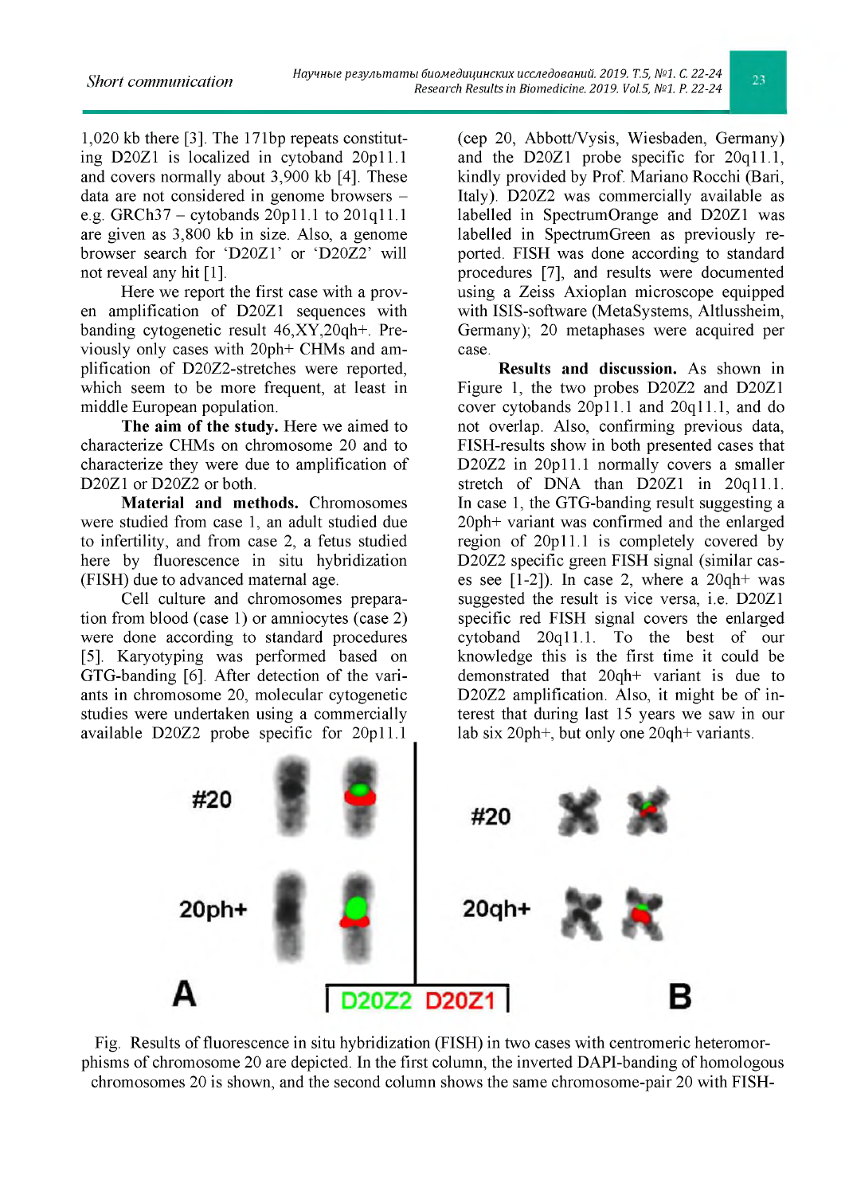1,020 kb there [3]. The 171bp repeats constituting D20Z1 is localized in cytoband 20p11.1 and covers normally about 3,900 kb [4]. These data are not considered in genome browsers – e.g. GRCh37 – cytobands 20p11.1 to 201q11.1 are given as 3,800 kb in size. Also, a genome browser search for 'D20Z1' or 'D20Z2' will not reveal any hit [1].

Here we report the first case with a proven amplification of D20Z1 sequences with banding cytogenetic result 46,XY,20qh+. Previously only cases with 20ph+ CHMs and amplification of D20Z2-stretches were reported, which seem to be more frequent, at least in middle European population.

**The aim of the study.** Here we aimed to characterize CHMs on chromosome 20 and to characterize they were due to amplification of D20Z1 or D20Z2 or both.

**Material and methods.** Chromosomes were studied from case 1, an adult studied due to infertility, and from case 2, a fetus studied here by fluorescence in situ hybridization (FISH) due to advanced maternal age.

Cell culture and chromosomes preparation from blood (case 1) or amniocytes (case 2) were done according to standard procedures [5]. Karyotyping was performed based on GTG-banding [6]. After detection of the variants in chromosome 20, molecular cytogenetic studies were undertaken using a commercially available D20Z2 probe specific for 20p11.1 (cep 20, Abbott/Vysis, Wiesbaden, Germany) and the D20Z1 probe specific for 20q11.1, kindly provided by Prof. Mariano Rocchi (Bari, Italy). D20Z2 was commercially available as labelled in SpectrumOrange and D20Z1 was labelled in SpectrumGreen as previously reported. FISH was done according to standard procedures [7], and results were documented using a Zeiss Axioplan microscope equipped with ISIS-software (MetaSystems, Altlussheim, Germany); 20 metaphases were acquired per case.

**Results and discussion.** As shown in Figure 1, the two probes D20Z2 and D20Z1 cover cytobands 20p11.1 and 20q11.1, and do not overlap. Also, confirming previous data, FISH-results show in both presented cases that D20Z2 in 20p11.1 normally covers a smaller stretch of DNA than D20Z1 in 20q11.1. In case 1, the GTG-banding result suggesting a 20ph+ variant was confirmed and the enlarged region of 20p11.1 is completely covered by D20Z2 specific green FISH signal (similar cases see [1-2]). In case 2, where a 20qh+ was suggested the result is vice versa, i.e. D20Z1 specific red FISH signal covers the enlarged cytoband 20q11.1. To the best of our knowledge this is the first time it could be demonstrated that 20qh+ variant is due to D20Z2 amplification. Also, it might be of interest that during last 15 years we saw in our lab six 20ph+, but only one 20qh+ variants.

Fig. Results of fluorescence in situ hybridization (FISH) in two cases with centromeric heteromorphisms of chromosome 20 are depicted. In the first column, the inverted DAPI-banding of homologous chromosomes 20 is shown, and the second column shows the same chromosome-pair 20 with FISH-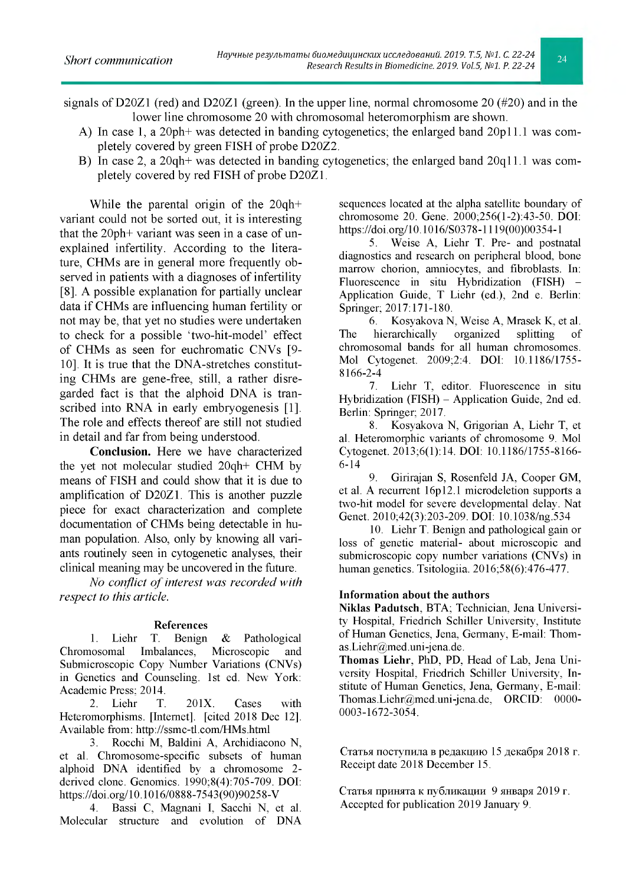signals of D20Z1 (red) and D20Z1 (green). In the upper line, normal chromosome 20 (#20) and in the lower line chromosome 20 with chromosomal heteromorphism are shown.

A) In case 1, a 20ph+ was detected in banding cytogenetics; the enlarged band 20p11.1 was completely covered by green FISH of probe D20Z2.

B) In case 2, a 20qh+ was detected in banding cytogenetics; the enlarged band 20q11.1 was completely covered by red FISH of probe D20Z1.

While the parental origin of the 20qh+ variant could not be sorted out, it is interesting that the 20ph+ variant was seen in a case of unexplained infertility. According to the literature, CHMs are in general more frequently observed in patients with a diagnoses of infertility [8]. A possible explanation for partially unclear data if CHMs are influencing human fertility or not may be, that yet no studies were undertaken to check for a possible 'two-hit-model' effect of CHMs as seen for euchromatic CNVs [9-10]. It is true that the DNA-stretches constituting CHMs are gene-free, still, a rather disregarded fact is that the alphoid DNA is transcribed into RNA in early embryogenesis [1]. The role and effects thereof are still not studied in detail and far from being understood.

**Conclusion.** Here we have characterized the yet not molecular studied 20qh+ CHM by means of FISH and could show that it is due to amplification of D20Z1. This is another puzzle piece for exact characterization and complete documentation of CHMs being detectable in human population. Also, only by knowing all variants routinely seen in cytogenetic analyses, their clinical meaning may be uncovered in the future.

*No conflict of interest was recorded with respect to this article.*

## References

1. Liehr T. Benign & Pathological Chromosomal Imbalances, Microscopic and Submicroscopic Copy Number Variations (CNVs) in Genetics and Counseling. 1st ed. New York: Academic Press; 2014.
2. Liehr T. 201X. Cases with Heteromorphisms. [Internet]. [cited 2018 Dec 12]. Available from: http://ssmc-tl.com/HMs.html
3. Rocchi M, Baldini A, Archidiacono N, et al. Chromosome-specific subsets of human alphoid DNA identified by a chromosome 2-derived clone. Genomics. 1990;8(4):705-709. DOI: https://doi.org/10.1016/0888-7543(90)90258-V
4. Bassi C, Magnani I, Sacchi N, et al. Molecular structure and evolution of DNA sequences located at the alpha satellite boundary of chromosome 20. Gene. 2000;256(1-2):43-50. DOI: https://doi.org/10.1016/S0378-1119(00)00354-1
5. Weise A, Liehr T. Pre- and postnatal diagnostics and research on peripheral blood, bone marrow chorion, amniocytes, and fibroblasts. In: Fluorescence in situ Hybridization (FISH) – Application Guide, T Liehr (ed.), 2nd e. Berlin: Springer; 2017:171-180.
6. Kosyakova N, Weise A, Mrasek K, et al. The hierarchically organized splitting of chromosomal bands for all human chromosomes. Mol Cytogenet. 2009;2:4. DOI: 10.1186/1755-8166-2-4
7. Liehr T, editor. Fluorescence in situ Hybridization (FISH) – Application Guide, 2nd ed. Berlin: Springer; 2017.
8. Kosyakova N, Grigorian A, Liehr T, et al. Heteromorphic variants of chromosome 9. Mol Cytogenet. 2013;6(1):14. DOI: 10.1186/1755-8166-6-14
9. Girirajan S, Rosenfeld JA, Cooper GM, et al. A recurrent 16p12.1 microdeletion supports a two-hit model for severe developmental delay. Nat Genet. 2010;42(3):203-209. DOI: 10.1038/ng.534
10. Liehr T. Benign and pathological gain or loss of genetic material- about microscopic and submicroscopic copy number variations (CNVs) in human genetics. Tsitologiia. 2016;58(6):476-477.

**Information about the authors**

**Niklas Padutsch**, BTA; Technician, Jena University Hospital, Friedrich Schiller University, Institute of Human Genetics, Jena, Germany, E-mail: Thomas.Liehr@med.uni-jena.de.

**Thomas Liehr**, PhD, PD, Head of Lab, Jena University Hospital, Friedrich Schiller University, Institute of Human Genetics, Jena, Germany, E-mail: Thomas.Liehr@med.uni-jena.de, ORCID: 0000-0003-1672-3054.

Статья поступила в редакцию 15 декабря 2018 г.
Receipt date 2018 December 15.

Статья принята к публикации 9 января 2019 г.
Accepted for publication 2019 January 9.